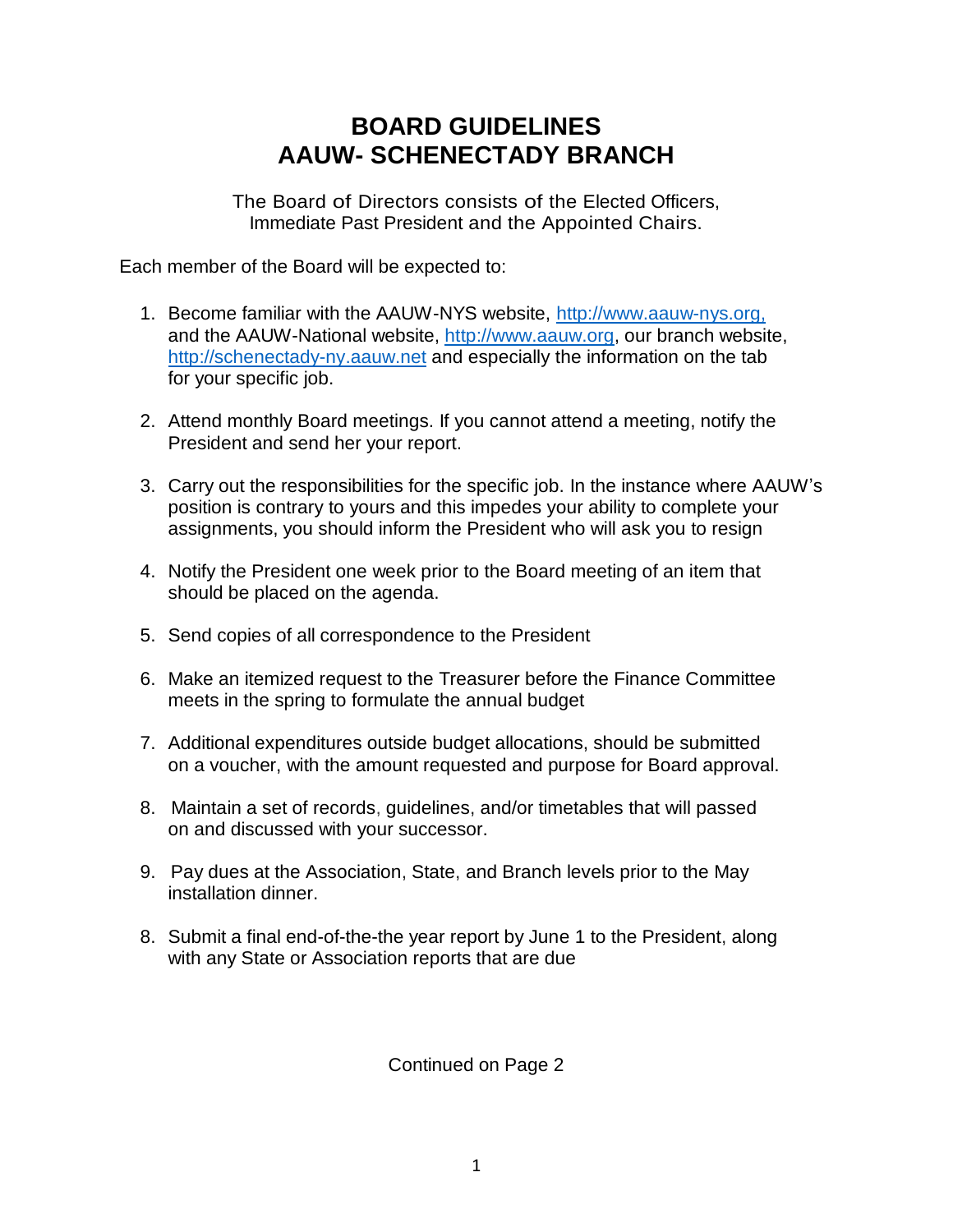# BOARD GUIDELINES
# AAUW- SCHENECTADY BRANCH

The Board of Directors consists of the Elected Officers, Immediate Past President and the Appointed Chairs.

Each member of the Board will be expected to:

1. Become familiar with the AAUW-NYS website, http://www.aauw-nys.org, and the AAUW-National website, http://www.aauw.org, our branch website, http://schenectady-ny.aauw.net and especially the information on the tab for your specific job.

2. Attend monthly Board meetings. If you cannot attend a meeting, notify the President and send her your report.

3. Carry out the responsibilities for the specific job. In the instance where AAUW's position is contrary to yours and this impedes your ability to complete your assignments, you should inform the President who will ask you to resign

4. Notify the President one week prior to the Board meeting of an item that should be placed on the agenda.

5. Send copies of all correspondence to the President

6. Make an itemized request to the Treasurer before the Finance Committee meets in the spring to formulate the annual budget

7. Additional expenditures outside budget allocations, should be submitted on a voucher, with the amount requested and purpose for Board approval.

8. Maintain a set of records, guidelines, and/or timetables that will passed on and discussed with your successor.

9. Pay dues at the Association, State, and Branch levels prior to the May installation dinner.

8. Submit a final end-of-the-the year report by June 1 to the President, along with any State or Association reports that are due

Continued on Page 2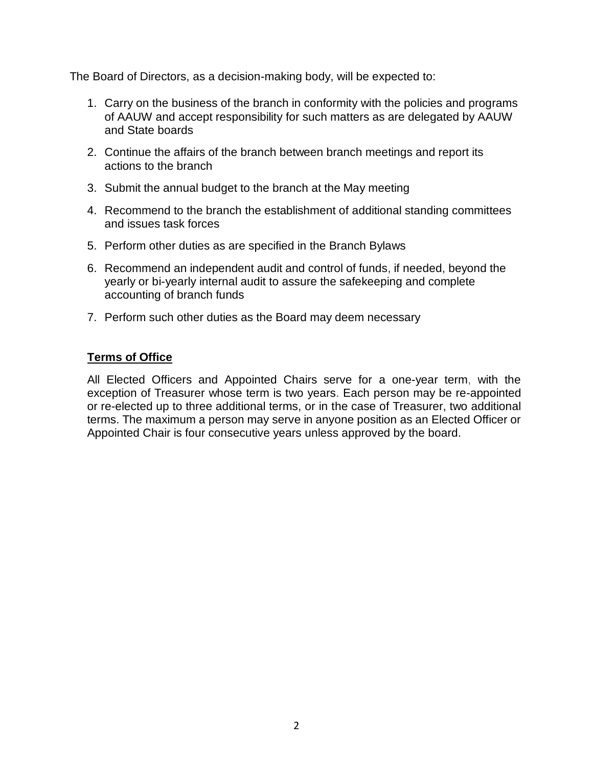The Board of Directors, as a decision-making body, will be expected to:

1. Carry on the business of the branch in conformity with the policies and programs of AAUW and accept responsibility for such matters as are delegated by AAUW and State boards
2. Continue the affairs of the branch between branch meetings and report its actions to the branch
3. Submit the annual budget to the branch at the May meeting
4. Recommend to the branch the establishment of additional standing committees and issues task forces
5. Perform other duties as are specified in the Branch Bylaws
6. Recommend an independent audit and control of funds, if needed, beyond the yearly or bi-yearly internal audit to assure the safekeeping and complete accounting of branch funds
7. Perform such other duties as the Board may deem necessary

**Terms of Office**

All Elected Officers and Appointed Chairs serve for a one-year term, with the exception of Treasurer whose term is two years. Each person may be re-appointed or re-elected up to three additional terms, or in the case of Treasurer, two additional terms. The maximum a person may serve in anyone position as an Elected Officer or Appointed Chair is four consecutive years unless approved by the board.